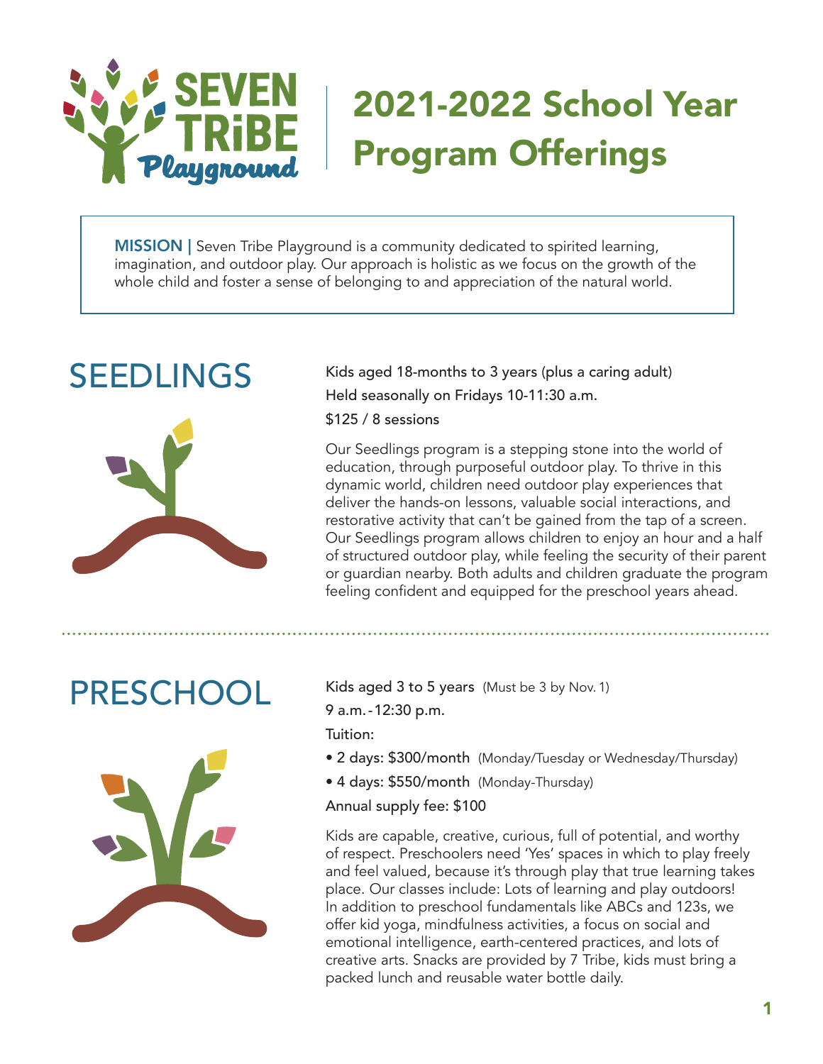# 2021-2022 School Year Program Offerings

**MISSION |** Seven Tribe Playground is a community dedicated to spirited learning, imagination, and outdoor play. Our approach is holistic as we focus on the growth of the whole child and foster a sense of belonging to and appreciation of the natural world.

## SEEDLINGS

Kids aged 18-months to 3 years (plus a caring adult)

Held seasonally on Fridays 10-11:30 a.m.

$125 / 8 sessions

Our Seedlings program is a stepping stone into the world of education, through purposeful outdoor play. To thrive in this dynamic world, children need outdoor play experiences that deliver the hands-on lessons, valuable social interactions, and restorative activity that can't be gained from the tap of a screen. Our Seedlings program allows children to enjoy an hour and a half of structured outdoor play, while feeling the security of their parent or guardian nearby. Both adults and children graduate the program feeling confident and equipped for the preschool years ahead.

## PRESCHOOL

Kids aged 3 to 5 years (Must be 3 by Nov. 1)

9 a.m.-12:30 p.m.

Tuition:

- 2 days: $300/month (Monday/Tuesday or Wednesday/Thursday)
- 4 days: $550/month (Monday-Thursday)

Annual supply fee: $100

Kids are capable, creative, curious, full of potential, and worthy of respect. Preschoolers need 'Yes' spaces in which to play freely and feel valued, because it's through play that true learning takes place. Our classes include: Lots of learning and play outdoors! In addition to preschool fundamentals like ABCs and 123s, we offer kid yoga, mindfulness activities, a focus on social and emotional intelligence, earth-centered practices, and lots of creative arts. Snacks are provided by 7 Tribe, kids must bring a packed lunch and reusable water bottle daily.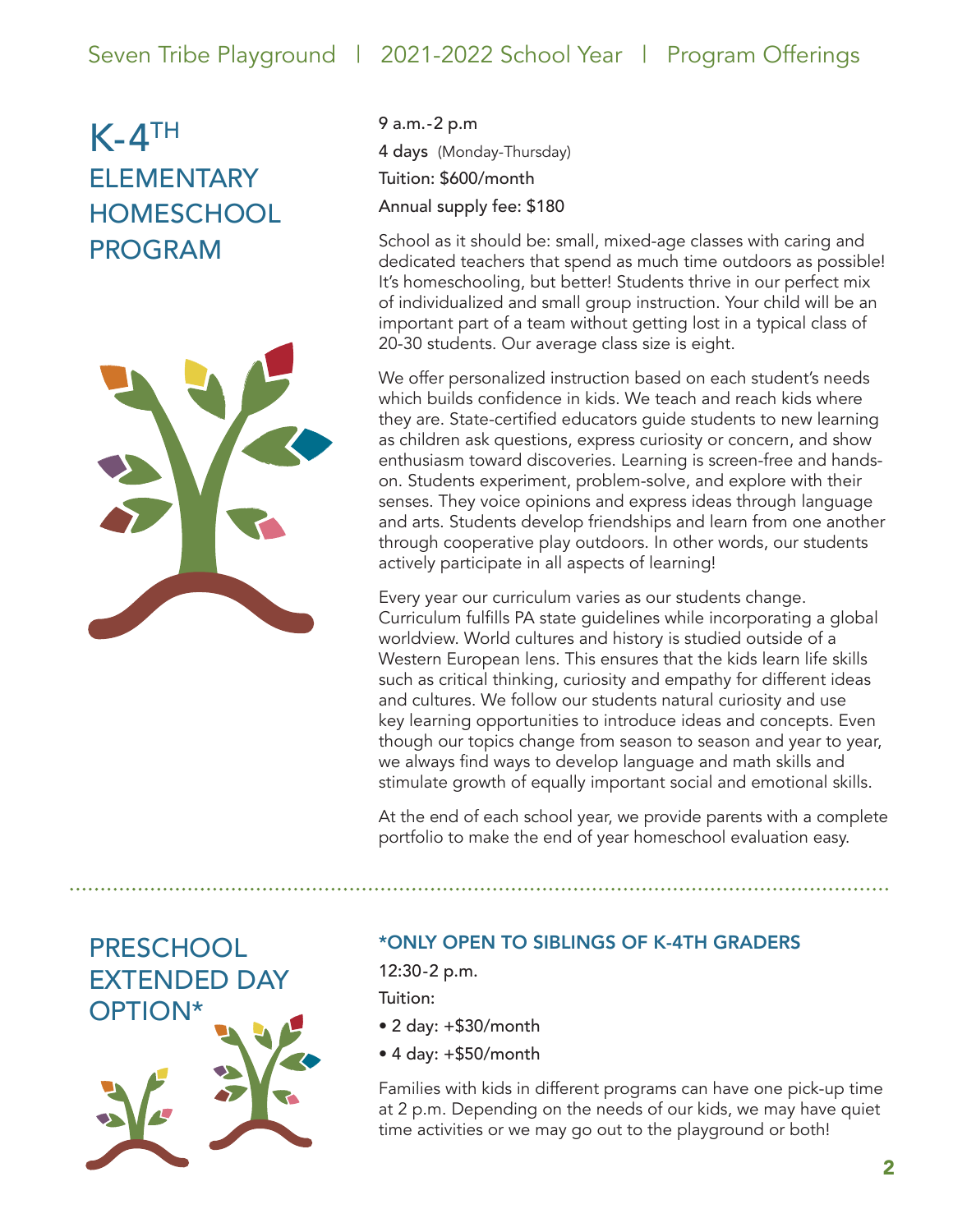# K-4TH ELEMENTARY HOMESCHOOL PROGRAM

9 a.m.-2 p.m

4 days (Monday-Thursday)

Tuition: $600/month

Annual supply fee: $180

School as it should be: small, mixed-age classes with caring and dedicated teachers that spend as much time outdoors as possible! It's homeschooling, but better! Students thrive in our perfect mix of individualized and small group instruction. Your child will be an important part of a team without getting lost in a typical class of 20-30 students. Our average class size is eight.

We offer personalized instruction based on each student's needs which builds confidence in kids. We teach and reach kids where they are. State-certified educators guide students to new learning as children ask questions, express curiosity or concern, and show enthusiasm toward discoveries. Learning is screen-free and hands-on. Students experiment, problem-solve, and explore with their senses. They voice opinions and express ideas through language and arts. Students develop friendships and learn from one another through cooperative play outdoors. In other words, our students actively participate in all aspects of learning!

Every year our curriculum varies as our students change. Curriculum fulfills PA state guidelines while incorporating a global worldview. World cultures and history is studied outside of a Western European lens. This ensures that the kids learn life skills such as critical thinking, curiosity and empathy for different ideas and cultures. We follow our students natural curiosity and use key learning opportunities to introduce ideas and concepts. Even though our topics change from season to season and year to year, we always find ways to develop language and math skills and stimulate growth of equally important social and emotional skills.

At the end of each school year, we provide parents with a complete portfolio to make the end of year homeschool evaluation easy.

# PRESCHOOL EXTENDED DAY OPTION*

**\*ONLY OPEN TO SIBLINGS OF K-4TH GRADERS**

12:30-2 p.m.

Tuition:

- 2 day: +$30/month
- 4 day: +$50/month

Families with kids in different programs can have one pick-up time at 2 p.m. Depending on the needs of our kids, we may have quiet time activities or we may go out to the playground or both!